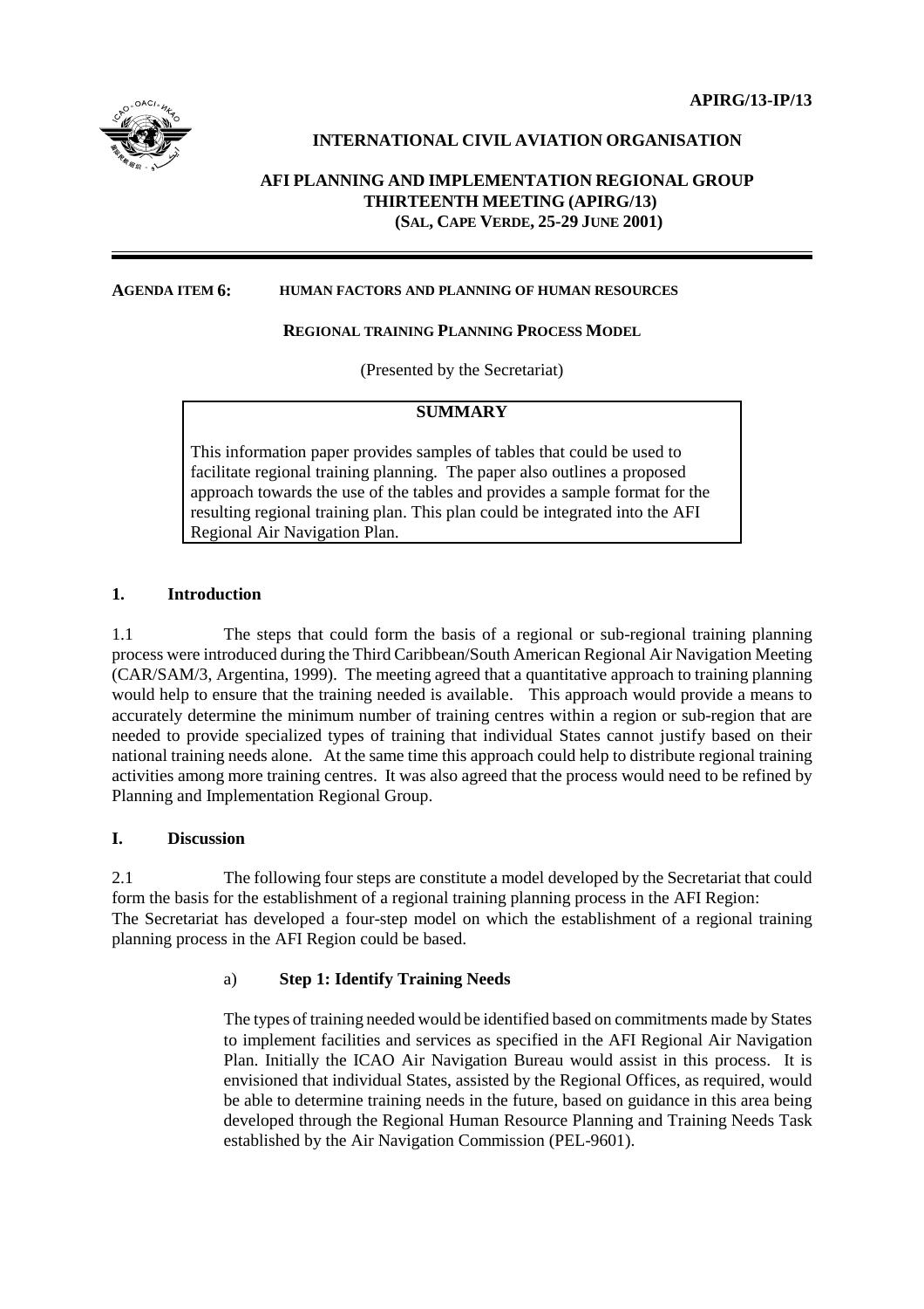APIRG/13-IP/13

**INTERNATIONAL CIVIL AVIATION ORGANISATION**

**AFI PLANNING AND IMPLEMENTATION REGIONAL GROUP**
**THIRTEENTH MEETING (APIRG/13)**
**(SAL, CAPE VERDE, 25-29 JUNE 2001)**

---

**AGENDA ITEM 6: HUMAN FACTORS AND PLANNING OF HUMAN RESOURCES**

**REGIONAL TRAINING PLANNING PROCESS MODEL**

(Presented by the Secretariat)

| SUMMARY |
|---|
| This information paper provides samples of tables that could be used to facilitate regional training planning. The paper also outlines a proposed approach towards the use of the tables and provides a sample format for the resulting regional training plan. This plan could be integrated into the AFI Regional Air Navigation Plan. |

## 1. Introduction

1.1 The steps that could form the basis of a regional or sub-regional training planning process were introduced during the Third Caribbean/South American Regional Air Navigation Meeting (CAR/SAM/3, Argentina, 1999). The meeting agreed that a quantitative approach to training planning would help to ensure that the training needed is available. This approach would provide a means to accurately determine the minimum number of training centres within a region or sub-region that are needed to provide specialized types of training that individual States cannot justify based on their national training needs alone. At the same time this approach could help to distribute regional training activities among more training centres. It was also agreed that the process would need to be refined by Planning and Implementation Regional Group.

## I. Discussion

2.1 The following four steps are constitute a model developed by the Secretariat that could form the basis for the establishment of a regional training planning process in the AFI Region:
The Secretariat has developed a four-step model on which the establishment of a regional training planning process in the AFI Region could be based.

a) **Step 1: Identify Training Needs**

The types of training needed would be identified based on commitments made by States to implement facilities and services as specified in the AFI Regional Air Navigation Plan. Initially the ICAO Air Navigation Bureau would assist in this process. It is envisioned that individual States, assisted by the Regional Offices, as required, would be able to determine training needs in the future, based on guidance in this area being developed through the Regional Human Resource Planning and Training Needs Task established by the Air Navigation Commission (PEL-9601).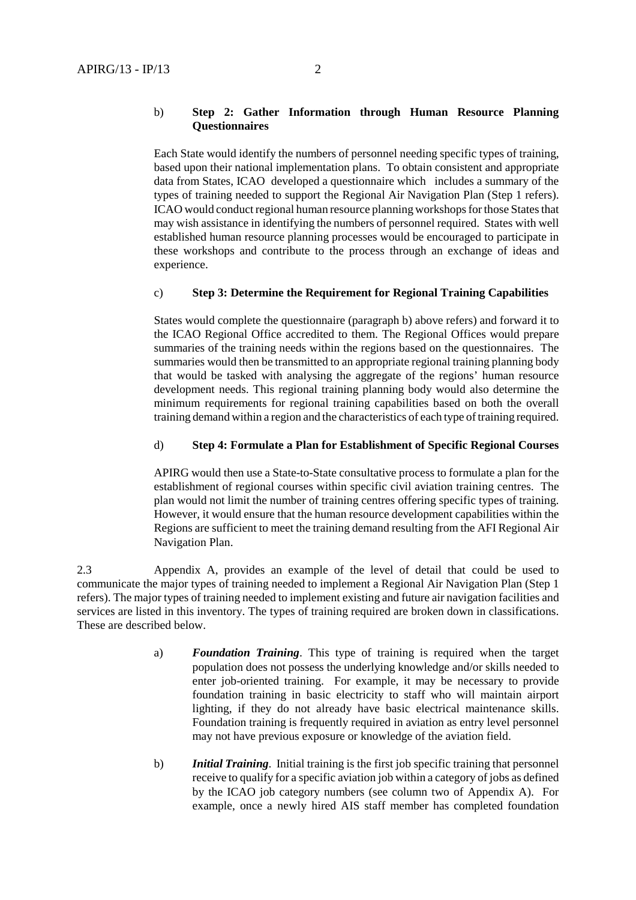b) **Step 2: Gather Information through Human Resource Planning Questionnaires**

Each State would identify the numbers of personnel needing specific types of training, based upon their national implementation plans. To obtain consistent and appropriate data from States, ICAO developed a questionnaire which includes a summary of the types of training needed to support the Regional Air Navigation Plan (Step 1 refers). ICAO would conduct regional human resource planning workshops for those States that may wish assistance in identifying the numbers of personnel required. States with well established human resource planning processes would be encouraged to participate in these workshops and contribute to the process through an exchange of ideas and experience.

c) **Step 3: Determine the Requirement for Regional Training Capabilities**

States would complete the questionnaire (paragraph b) above refers) and forward it to the ICAO Regional Office accredited to them. The Regional Offices would prepare summaries of the training needs within the regions based on the questionnaires. The summaries would then be transmitted to an appropriate regional training planning body that would be tasked with analysing the aggregate of the regions' human resource development needs. This regional training planning body would also determine the minimum requirements for regional training capabilities based on both the overall training demand within a region and the characteristics of each type of training required.

d) **Step 4: Formulate a Plan for Establishment of Specific Regional Courses**

APIRG would then use a State-to-State consultative process to formulate a plan for the establishment of regional courses within specific civil aviation training centres. The plan would not limit the number of training centres offering specific types of training. However, it would ensure that the human resource development capabilities within the Regions are sufficient to meet the training demand resulting from the AFI Regional Air Navigation Plan.

2.3 Appendix A, provides an example of the level of detail that could be used to communicate the major types of training needed to implement a Regional Air Navigation Plan (Step 1 refers). The major types of training needed to implement existing and future air navigation facilities and services are listed in this inventory. The types of training required are broken down in classifications. These are described below.

a) ***Foundation Training***. This type of training is required when the target population does not possess the underlying knowledge and/or skills needed to enter job-oriented training. For example, it may be necessary to provide foundation training in basic electricity to staff who will maintain airport lighting, if they do not already have basic electrical maintenance skills. Foundation training is frequently required in aviation as entry level personnel may not have previous exposure or knowledge of the aviation field.

b) ***Initial Training***. Initial training is the first job specific training that personnel receive to qualify for a specific aviation job within a category of jobs as defined by the ICAO job category numbers (see column two of Appendix A). For example, once a newly hired AIS staff member has completed foundation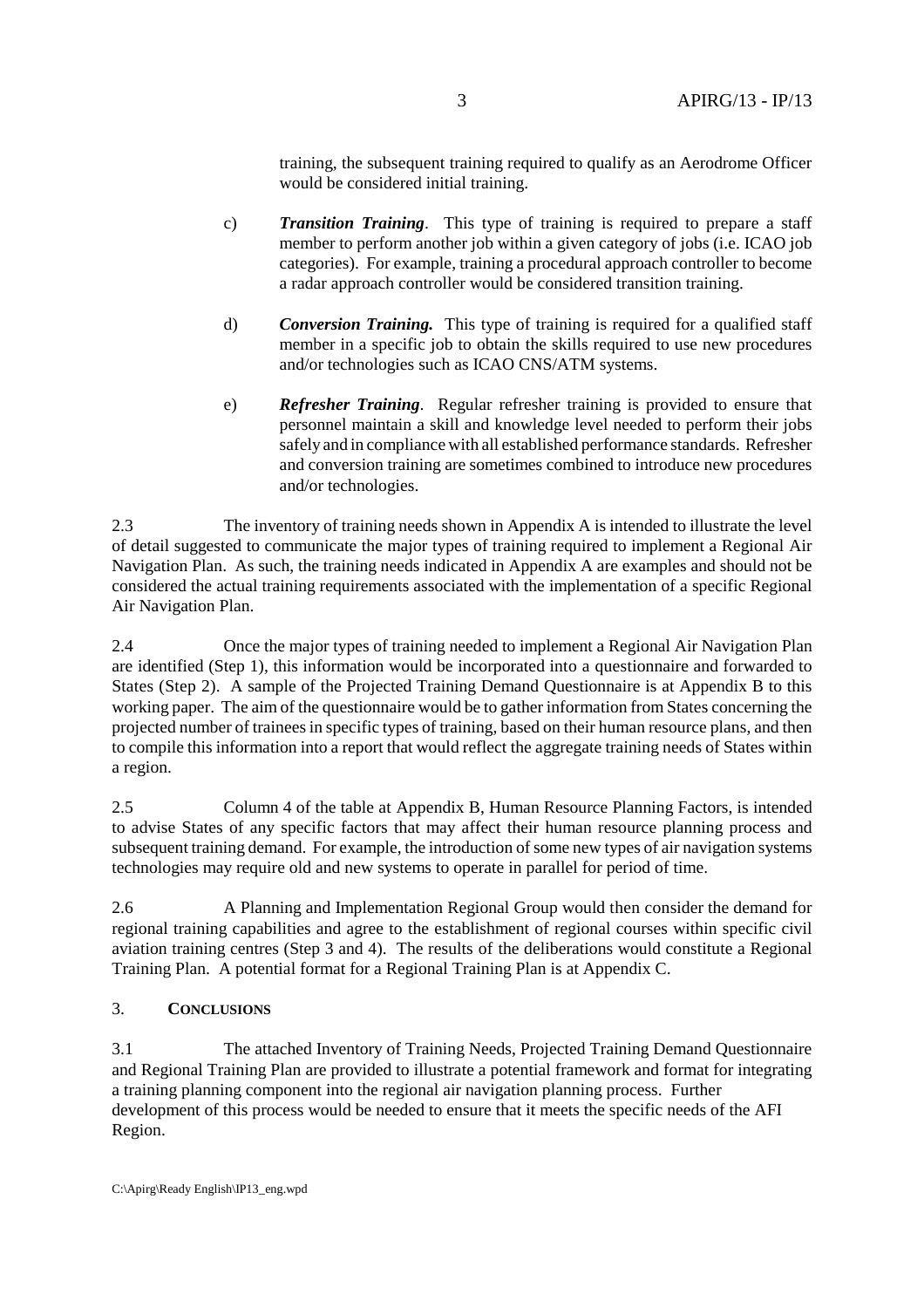training, the subsequent training required to qualify as an Aerodrome Officer would be considered initial training.

c) ***Transition Training***. This type of training is required to prepare a staff member to perform another job within a given category of jobs (i.e. ICAO job categories). For example, training a procedural approach controller to become a radar approach controller would be considered transition training.

d) ***Conversion Training.*** This type of training is required for a qualified staff member in a specific job to obtain the skills required to use new procedures and/or technologies such as ICAO CNS/ATM systems.

e) ***Refresher Training***. Regular refresher training is provided to ensure that personnel maintain a skill and knowledge level needed to perform their jobs safely and in compliance with all established performance standards. Refresher and conversion training are sometimes combined to introduce new procedures and/or technologies.

2.3 The inventory of training needs shown in Appendix A is intended to illustrate the level of detail suggested to communicate the major types of training required to implement a Regional Air Navigation Plan. As such, the training needs indicated in Appendix A are examples and should not be considered the actual training requirements associated with the implementation of a specific Regional Air Navigation Plan.

2.4 Once the major types of training needed to implement a Regional Air Navigation Plan are identified (Step 1), this information would be incorporated into a questionnaire and forwarded to States (Step 2). A sample of the Projected Training Demand Questionnaire is at Appendix B to this working paper. The aim of the questionnaire would be to gather information from States concerning the projected number of trainees in specific types of training, based on their human resource plans, and then to compile this information into a report that would reflect the aggregate training needs of States within a region.

2.5 Column 4 of the table at Appendix B, Human Resource Planning Factors, is intended to advise States of any specific factors that may affect their human resource planning process and subsequent training demand. For example, the introduction of some new types of air navigation systems technologies may require old and new systems to operate in parallel for period of time.

2.6 A Planning and Implementation Regional Group would then consider the demand for regional training capabilities and agree to the establishment of regional courses within specific civil aviation training centres (Step 3 and 4). The results of the deliberations would constitute a Regional Training Plan. A potential format for a Regional Training Plan is at Appendix C.

## 3. CONCLUSIONS

3.1 The attached Inventory of Training Needs, Projected Training Demand Questionnaire and Regional Training Plan are provided to illustrate a potential framework and format for integrating a training planning component into the regional air navigation planning process. Further development of this process would be needed to ensure that it meets the specific needs of the AFI Region.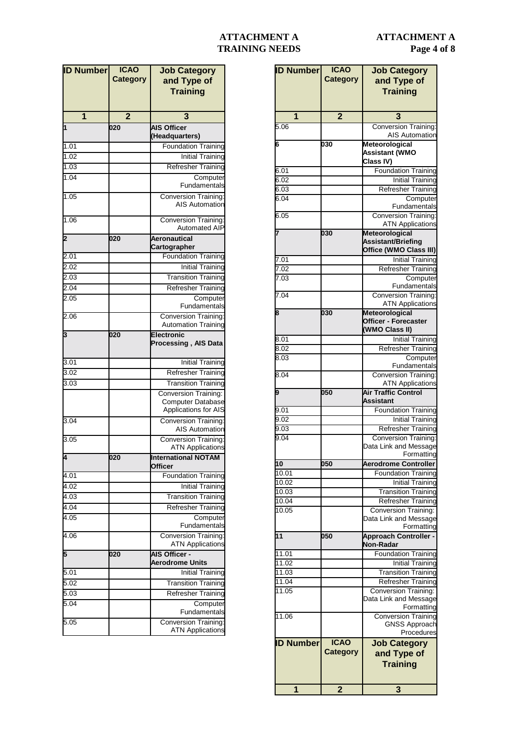# ATTACHMENT A
# TRAINING NEEDS

| ID Number | ICAO Category | Job Category and Type of Training |
|---|---|---|
| 1 | 2 | 3 |
| **1** | **020** | **AIS Officer (Headquarters)** |
| 1.01 | | Foundation Training |
| 1.02 | | Initial Training |
| 1.03 | | Refresher Training |
| 1.04 | | Computer Fundamentals |
| 1.05 | | Conversion Training: AIS Automation |
| 1.06 | | Conversion Training: Automated AIP |
| **2** | **020** | **Aeronautical Cartographer** |
| 2.01 | | Foundation Training |
| 2.02 | | Initial Training |
| 2.03 | | Transition Training |
| 2.04 | | Refresher Training |
| 2.05 | | Computer Fundamentals |
| 2.06 | | Conversion Training: Automation Training |
| **3** | **020** | **Electronic Processing , AIS Data** |
| 3.01 | | Initial Training |
| 3.02 | | Refresher Training |
| 3.03 | | Transition Training |
| | | Conversion Training: Computer Database Applications for AIS |
| 3.04 | | Conversion Training: AIS Automation |
| 3.05 | | Conversion Training: ATN Applications |
| **4** | **020** | **International NOTAM Officer** |
| 4.01 | | Foundation Training |
| 4.02 | | Initial Training |
| 4.03 | | Transition Training |
| 4.04 | | Refresher Training |
| 4.05 | | Computer Fundamentals |
| 4.06 | | Conversion Training: ATN Applications |
| **5** | **020** | **AIS Officer - Aerodrome Units** |
| 5.01 | | Initial Training |
| 5.02 | | Transition Training |
| 5.03 | | Refresher Training |
| 5.04 | | Computer Fundamentals |
| 5.05 | | Conversion Training: ATN Applications |
| 5.06 | | Conversion Training: AIS Automation |
| **6** | **030** | **Meteorological Assistant (WMO Class IV)** |
| 6.01 | | Foundation Training |
| 6.02 | | Initial Training |
| 6.03 | | Refresher Training |
| 6.04 | | Computer Fundamentals |
| 6.05 | | Conversion Training: ATN Applications |
| **7** | **030** | **Meteorological Assistant/Briefing Office (WMO Class III)** |
| 7.01 | | Initial Training |
| 7.02 | | Refresher Training |
| 7.03 | | Computer Fundamentals |
| 7.04 | | Conversion Training: ATN Applications |
| **8** | **030** | **Meteorological Officer - Forecaster (WMO Class II)** |
| 8.01 | | Initial Training |
| 8.02 | | Refresher Training |
| 8.03 | | Computer Fundamentals |
| 8.04 | | Conversion Training: ATN Applications |
| **9** | **050** | **Air Traffic Control Assistant** |
| 9.01 | | Foundation Training |
| 9.02 | | Initial Training |
| 9.03 | | Refresher Training |
| 9.04 | | Conversion Training: Data Link and Message Formatting |
| **10** | **050** | **Aerodrome Controller** |
| 10.01 | | Foundation Training |
| 10.02 | | Initial Training |
| 10.03 | | Transition Training |
| 10.04 | | Refresher Training |
| 10.05 | | Conversion Training: Data Link and Message Formatting |
| **11** | **050** | **Approach Controller - Non-Radar** |
| 11.01 | | Foundation Training |
| 11.02 | | Initial Training |
| 11.03 | | Transition Training |
| 11.04 | | Refresher Training |
| 11.05 | | Conversion Training: Data Link and Message Formatting |
| 11.06 | | Conversion Training GNSS Approach Procedures |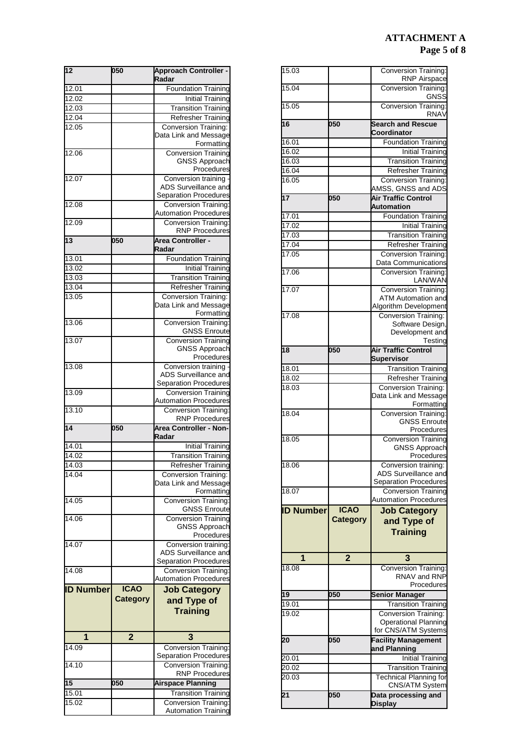**ATTACHMENT A**

| ID Number | ICAO Category | Job Category and Type of Training |
|---|---|---|
| 1 | 2 | 3 |
| **12** | **050** | **Approach Controller - Radar** |
| 12.01 | | Foundation Training |
| 12.02 | | Initial Training |
| 12.03 | | Transition Training |
| 12.04 | | Refresher Training |
| 12.05 | | Conversion Training: Data Link and Message Formatting |
| 12.06 | | Conversion Training GNSS Approach Procedures |
| 12.07 | | Conversion training - ADS Surveillance and Separation Procedures |
| 12.08 | | Conversion Training: Automation Procedures |
| 12.09 | | Conversion Training: RNP Procedures |
| **13** | **050** | **Area Controller - Radar** |
| 13.01 | | Foundation Training |
| 13.02 | | Initial Training |
| 13.03 | | Transition Training |
| 13.04 | | Refresher Training |
| 13.05 | | Conversion Training: Data Link and Message Formatting |
| 13.06 | | Conversion Training: GNSS Enroute |
| 13.07 | | Conversion Training GNSS Approach Procedures |
| 13.08 | | Conversion training - ADS Surveillance and Separation Procedures |
| 13.09 | | Conversion Training Automation Procedures |
| 13.10 | | Conversion Training: RNP Procedures |
| **14** | **050** | **Area Controller - Non-Radar** |
| 14.01 | | Initial Training |
| 14.02 | | Transition Training |
| 14.03 | | Refresher Training |
| 14.04 | | Conversion Training: Data Link and Message Formatting |
| 14.05 | | Conversion Training: GNSS Enroute |
| 14.06 | | Conversion Training GNSS Approach Procedures |
| 14.07 | | Conversion training: ADS Surveillance and Separation Procedures |
| 14.08 | | Conversion Training: Automation Procedures |
| 14.09 | | Conversion Training: Separation Procedures |
| 14.10 | | Conversion Training: RNP Procedures |
| **15** | **050** | **Airspace Planning** |
| 15.01 | | Transition Training |
| 15.02 | | Conversion Training: Automation Training |
| 15.03 | | Conversion Training: RNP Airspace |
| 15.04 | | Conversion Training: GNSS |
| 15.05 | | Conversion Training: RNAV |
| **16** | **050** | **Search and Rescue Coordinator** |
| 16.01 | | Foundation Training |
| 16.02 | | Initial Training |
| 16.03 | | Transition Training |
| 16.04 | | Refresher Training |
| 16.05 | | Conversion Training: AMSS, GNSS and ADS |
| **17** | **050** | **Air Traffic Control Automation** |
| 17.01 | | Foundation Training |
| 17.02 | | Initial Training |
| 17.03 | | Transition Training |
| 17.04 | | Refresher Training |
| 17.05 | | Conversion Training: Data Communications |
| 17.06 | | Conversion Training: LAN/WAN |
| 17.07 | | Conversion Training: ATM Automation and Algorithm Development |
| 17.08 | | Conversion Training: Software Design, Development and Testing |
| **18** | **050** | **Air Traffic Control Supervisor** |
| 18.01 | | Transition Training |
| 18.02 | | Refresher Training |
| 18.03 | | Conversion Training: Data Link and Message Formatting |
| 18.04 | | Conversion Training: GNSS Enroute Procedures |
| 18.05 | | Conversion Training GNSS Approach Procedures |
| 18.06 | | Conversion training: ADS Surveillance and Separation Procedures |
| 18.07 | | Conversion Training Automation Procedures |
| 18.08 | | Conversion Training: RNAV and RNP Procedures |
| **19** | **050** | **Senior Manager** |
| 19.01 | | Transition Training |
| 19.02 | | Conversion Training: Operational Planning for CNS/ATM Systems |
| **20** | **050** | **Facility Management and Planning** |
| 20.01 | | Initial Training |
| 20.02 | | Transition Training |
| 20.03 | | Technical Planning for CNS/ATM System |
| **21** | **050** | **Data processing and Display** |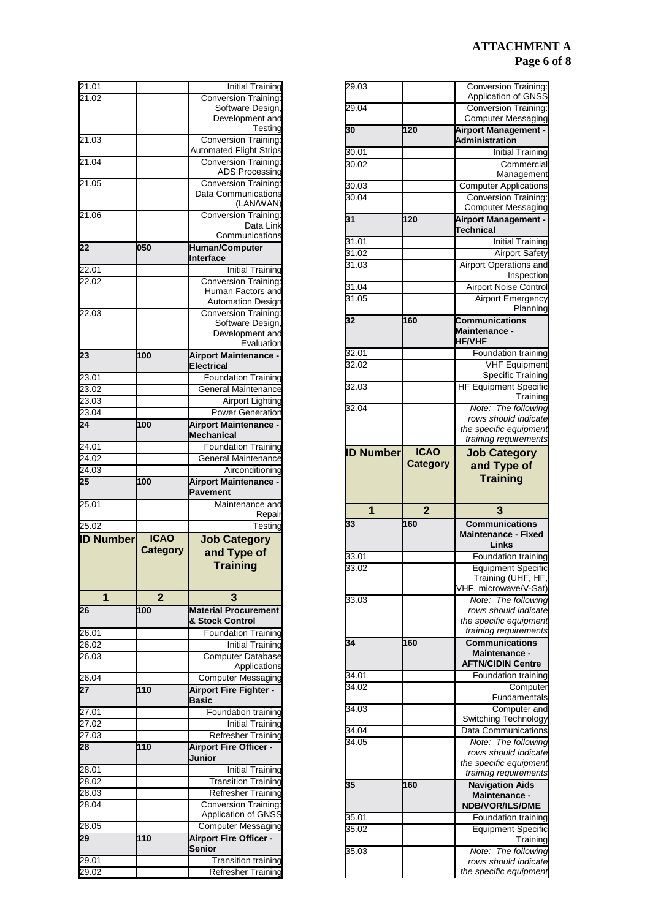# ATTACHMENT A

| ID Number | ICAO Category | Job Category and Type of Training |
|---|---|---|
| 21.01 | | Initial Training |
| 21.02 | | Conversion Training: Software Design, Development and Testing |
| 21.03 | | Conversion Training: Automated Flight Strips |
| 21.04 | | Conversion Training: ADS Processing |
| 21.05 | | Conversion Training: Data Communications (LAN/WAN) |
| 21.06 | | Conversion Training: Data Link Communications |
| **22** | **050** | **Human/Computer Interface** |
| 22.01 | | Initial Training |
| 22.02 | | Conversion Training: Human Factors and Automation Design |
| 22.03 | | Conversion Training: Software Design, Development and Evaluation |
| **23** | **100** | **Airport Maintenance - Electrical** |
| 23.01 | | Foundation Training |
| 23.02 | | General Maintenance |
| 23.03 | | Airport Lighting |
| 23.04 | | Power Generation |
| **24** | **100** | **Airport Maintenance - Mechanical** |
| 24.01 | | Foundation Training |
| 24.02 | | General Maintenance |
| 24.03 | | Airconditioning |
| **25** | **100** | **Airport Maintenance - Pavement** |
| 25.01 | | Maintenance and Repair |
| 25.02 | | Testing |

| ID Number | ICAO Category | Job Category and Type of Training |
|---|---|---|
| 1 | 2 | 3 |
| **26** | **100** | **Material Procurement & Stock Control** |
| 26.01 | | Foundation Training |
| 26.02 | | Initial Training |
| 26.03 | | Computer Database Applications |
| 26.04 | | Computer Messaging |
| **27** | **110** | **Airport Fire Fighter - Basic** |
| 27.01 | | Foundation training |
| 27.02 | | Initial Training |
| 27.03 | | Refresher Training |
| **28** | **110** | **Airport Fire Officer - Junior** |
| 28.01 | | Initial Training |
| 28.02 | | Transition Training |
| 28.03 | | Refresher Training |
| 28.04 | | Conversion Training: Application of GNSS |
| 28.05 | | Computer Messaging |
| **29** | **110** | **Airport Fire Officer - Senior** |
| 29.01 | | Transition training |
| 29.02 | | Refresher Training |
| 29.03 | | Conversion Training: Application of GNSS |
| 29.04 | | Conversion Training: Computer Messaging |
| **30** | **120** | **Airport Management - Administration** |
| 30.01 | | Initial Training |
| 30.02 | | Commercial Management |
| 30.03 | | Computer Applications |
| 30.04 | | Conversion Training: Computer Messaging |
| **31** | **120** | **Airport Management - Technical** |
| 31.01 | | Initial Training |
| 31.02 | | Airport Safety |
| 31.03 | | Airport Operations and Inspection |
| 31.04 | | Airport Noise Control |
| 31.05 | | Airport Emergency Planning |
| **32** | **160** | **Communications Maintenance - HF/VHF** |
| 32.01 | | Foundation training |
| 32.02 | | VHF Equipment Specific Training |
| 32.03 | | HF Equipment Specific Training |
| 32.04 | | *Note: The following rows should indicate the specific equipment training requirements* |

| ID Number | ICAO Category | Job Category and Type of Training |
|---|---|---|
| 1 | 2 | 3 |
| **33** | **160** | **Communications Maintenance - Fixed Links** |
| 33.01 | | Foundation training |
| 33.02 | | Equipment Specific Training (UHF, HF, VHF, microwave/V-Sat) |
| 33.03 | | *Note: The following rows should indicate the specific equipment training requirements* |
| **34** | **160** | **Communications Maintenance - AFTN/CIDIN Centre** |
| 34.01 | | Foundation training |
| 34.02 | | Computer Fundamentals |
| 34.03 | | Computer and Switching Technology |
| 34.04 | | Data Communications |
| 34.05 | | *Note: The following rows should indicate the specific equipment training requirements* |
| **35** | **160** | **Navigation Aids Maintenance - NDB/VOR/ILS/DME** |
| 35.01 | | Foundation training |
| 35.02 | | Equipment Specific Training |
| 35.03 | | *Note: The following rows should indicate the specific equipment* |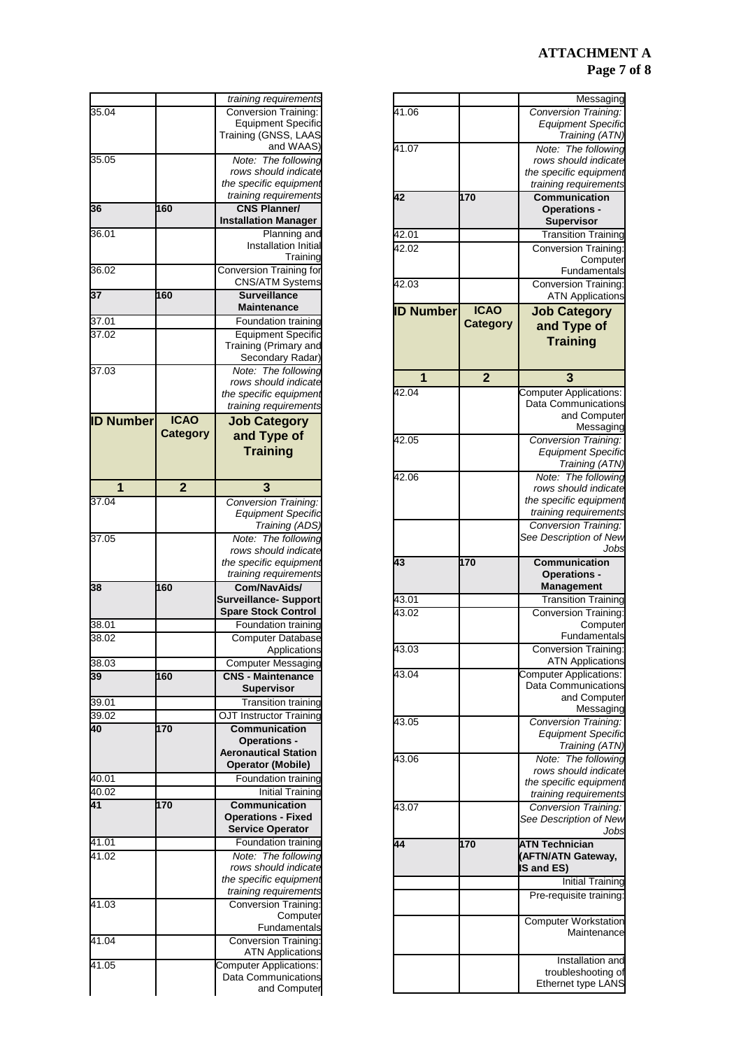| ID Number | ICAO Category | Job Category and Type of Training |
|---|---|---|
| 1 | 2 | 3 |
| | | *training requirements* |
| 35.04 | | Conversion Training: Equipment Specific Training (GNSS, LAAS and WAAS) |
| 35.05 | | *Note: The following rows should indicate the specific equipment training requirements* |
| **36** | **160** | **CNS Planner/ Installation Manager** |
| 36.01 | | Planning and Installation Initial Training |
| 36.02 | | Conversion Training for CNS/ATM Systems |
| **37** | **160** | **Surveillance Maintenance** |
| 37.01 | | Foundation training |
| 37.02 | | Equipment Specific Training (Primary and Secondary Radar) |
| 37.03 | | *Note: The following rows should indicate the specific equipment training requirements* |
| 37.04 | | *Conversion Training: Equipment Specific Training (ADS)* |
| 37.05 | | *Note: The following rows should indicate the specific equipment training requirements* |
| **38** | **160** | **Com/NavAids/ Surveillance- Support Spare Stock Control** |
| 38.01 | | Foundation training |
| 38.02 | | Computer Database Applications |
| 38.03 | | Computer Messaging |
| **39** | **160** | **CNS - Maintenance Supervisor** |
| 39.01 | | Transition training |
| 39.02 | | OJT Instructor Training |
| **40** | **170** | **Communication Operations - Aeronautical Station Operator (Mobile)** |
| 40.01 | | Foundation training |
| 40.02 | | Initial Training |
| **41** | **170** | **Communication Operations - Fixed Service Operator** |
| 41.01 | | Foundation training |
| 41.02 | | *Note: The following rows should indicate the specific equipment training requirements* |
| 41.03 | | Conversion Training: Computer Fundamentals |
| 41.04 | | Conversion Training: ATN Applications |
| 41.05 | | Computer Applications: Data Communications and Computer Messaging |
| 41.06 | | *Conversion Training: Equipment Specific Training (ATN)* |
| 41.07 | | *Note: The following rows should indicate the specific equipment training requirements* |
| **42** | **170** | **Communication Operations - Supervisor** |
| 42.01 | | Transition Training |
| 42.02 | | Conversion Training: Computer Fundamentals |
| 42.03 | | Conversion Training: ATN Applications |
| 42.04 | | Computer Applications: Data Communications and Computer Messaging |
| 42.05 | | *Conversion Training: Equipment Specific Training (ATN)* |
| 42.06 | | *Note: The following rows should indicate the specific equipment training requirements* |
| | | *Conversion Training: See Description of New Jobs* |
| **43** | **170** | **Communication Operations - Management** |
| 43.01 | | Transition Training |
| 43.02 | | Conversion Training: Computer Fundamentals |
| 43.03 | | Conversion Training: ATN Applications |
| 43.04 | | Computer Applications: Data Communications and Computer Messaging |
| 43.05 | | *Conversion Training: Equipment Specific Training (ATN)* |
| 43.06 | | *Note: The following rows should indicate the specific equipment training requirements* |
| 43.07 | | *Conversion Training: See Description of New Jobs* |
| **44** | **170** | **ATN Technician (AFTN/ATN Gateway, IS and ES)** |
| | | Initial Training |
| | | Pre-requisite training: |
| | | Computer Workstation Maintenance |
| | | Installation and troubleshooting of Ethernet type LANS |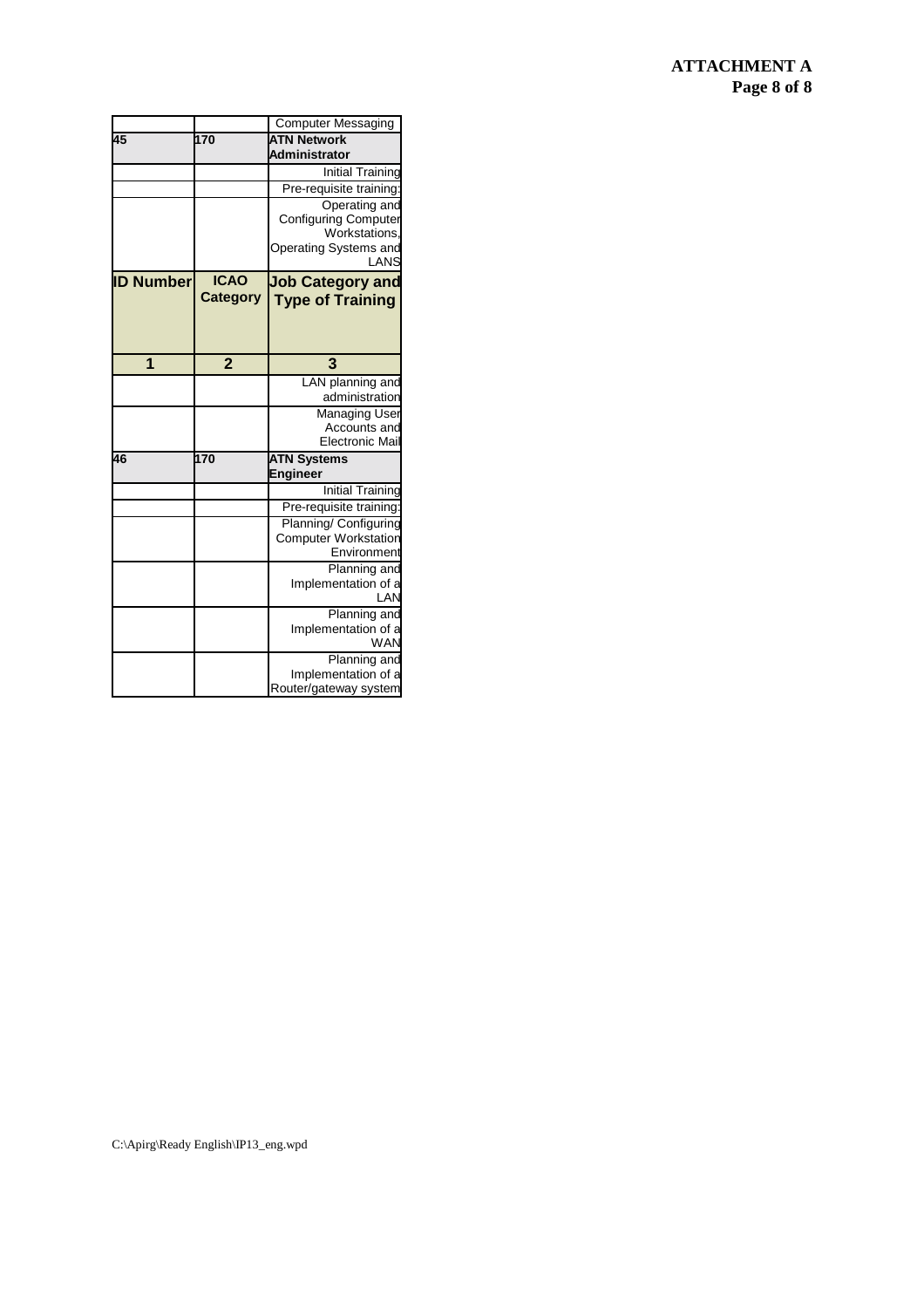| | | |
|---|---|---|
| | | Computer Messaging |
| **45** | **170** | **ATN Network Administrator** |
| | | Initial Training |
| | | Pre-requisite training: |
| | | Operating and Configuring Computer Workstations, Operating Systems and LANS |
| **ID Number** | **ICAO Category** | **Job Category and Type of Training** |
| **1** | **2** | **3** |
| | | LAN planning and administration |
| | | Managing User Accounts and Electronic Mail |
| **46** | **170** | **ATN Systems Engineer** |
| | | Initial Training |
| | | Pre-requisite training: |
| | | Planning/ Configuring Computer Workstation Environment |
| | | Planning and Implementation of a LAN |
| | | Planning and Implementation of a WAN |
| | | Planning and Implementation of a Router/gateway system |

C:\Apirg\Ready English\IP13_eng.wpd